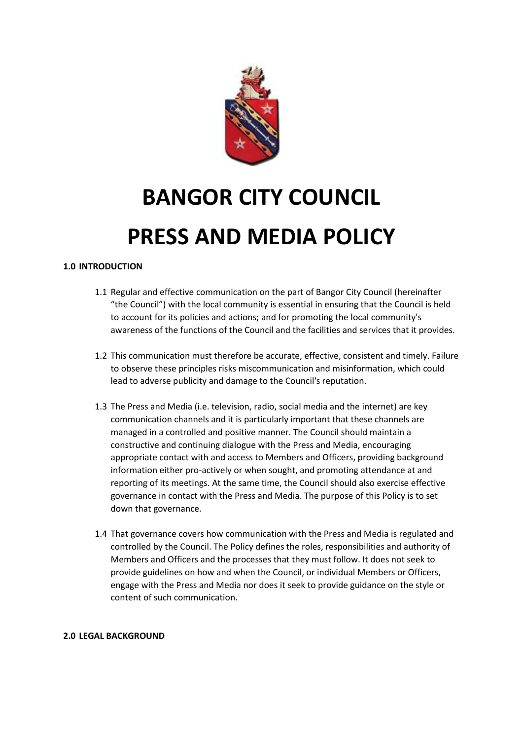# BANGOR CITY COUNCIL

# PRESS AND MEDIA POLICY

## 1.0 INTRODUCTION

1.1 Regular and effective communication on the part of Bangor City Council (hereinafter "the Council") with the local community is essential in ensuring that the Council is held to account for its policies and actions; and for promoting the local community's awareness of the functions of the Council and the facilities and services that it provides.

1.2 This communication must therefore be accurate, effective, consistent and timely. Failure to observe these principles risks miscommunication and misinformation, which could lead to adverse publicity and damage to the Council's reputation.

1.3 The Press and Media (i.e. television, radio, social media and the internet) are key communication channels and it is particularly important that these channels are managed in a controlled and positive manner. The Council should maintain a constructive and continuing dialogue with the Press and Media, encouraging appropriate contact with and access to Members and Officers, providing background information either pro-actively or when sought, and promoting attendance at and reporting of its meetings. At the same time, the Council should also exercise effective governance in contact with the Press and Media. The purpose of this Policy is to set down that governance.

1.4 That governance covers how communication with the Press and Media is regulated and controlled by the Council. The Policy defines the roles, responsibilities and authority of Members and Officers and the processes that they must follow. It does not seek to provide guidelines on how and when the Council, or individual Members or Officers, engage with the Press and Media nor does it seek to provide guidance on the style or content of such communication.

## 2.0 LEGAL BACKGROUND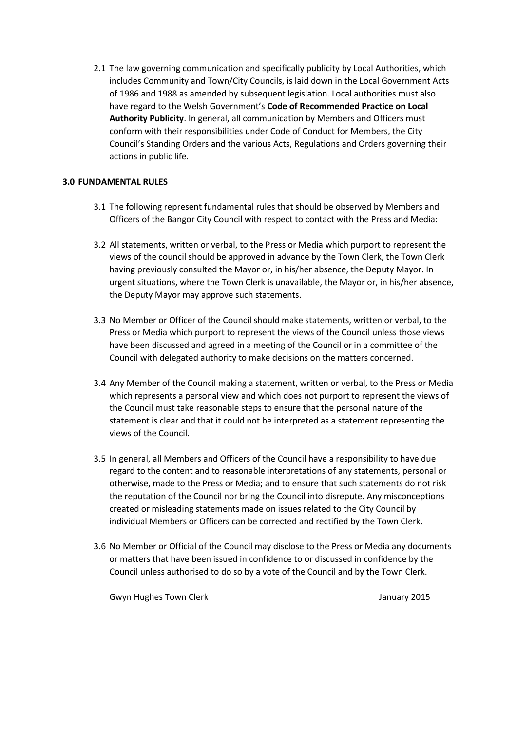2.1 The law governing communication and specifically publicity by Local Authorities, which includes Community and Town/City Councils, is laid down in the Local Government Acts of 1986 and 1988 as amended by subsequent legislation. Local authorities must also have regard to the Welsh Government's **Code of Recommended Practice on Local Authority Publicity**. In general, all communication by Members and Officers must conform with their responsibilities under Code of Conduct for Members, the City Council's Standing Orders and the various Acts, Regulations and Orders governing their actions in public life.

## 3.0 FUNDAMENTAL RULES

3.1 The following represent fundamental rules that should be observed by Members and Officers of the Bangor City Council with respect to contact with the Press and Media:

3.2 All statements, written or verbal, to the Press or Media which purport to represent the views of the council should be approved in advance by the Town Clerk, the Town Clerk having previously consulted the Mayor or, in his/her absence, the Deputy Mayor. In urgent situations, where the Town Clerk is unavailable, the Mayor or, in his/her absence, the Deputy Mayor may approve such statements.

3.3 No Member or Officer of the Council should make statements, written or verbal, to the Press or Media which purport to represent the views of the Council unless those views have been discussed and agreed in a meeting of the Council or in a committee of the Council with delegated authority to make decisions on the matters concerned.

3.4 Any Member of the Council making a statement, written or verbal, to the Press or Media which represents a personal view and which does not purport to represent the views of the Council must take reasonable steps to ensure that the personal nature of the statement is clear and that it could not be interpreted as a statement representing the views of the Council.

3.5 In general, all Members and Officers of the Council have a responsibility to have due regard to the content and to reasonable interpretations of any statements, personal or otherwise, made to the Press or Media; and to ensure that such statements do not risk the reputation of the Council nor bring the Council into disrepute. Any misconceptions created or misleading statements made on issues related to the City Council by individual Members or Officers can be corrected and rectified by the Town Clerk.

3.6 No Member or Official of the Council may disclose to the Press or Media any documents or matters that have been issued in confidence to or discussed in confidence by the Council unless authorised to do so by a vote of the Council and by the Town Clerk.

Gwyn Hughes Town Clerk — January 2015